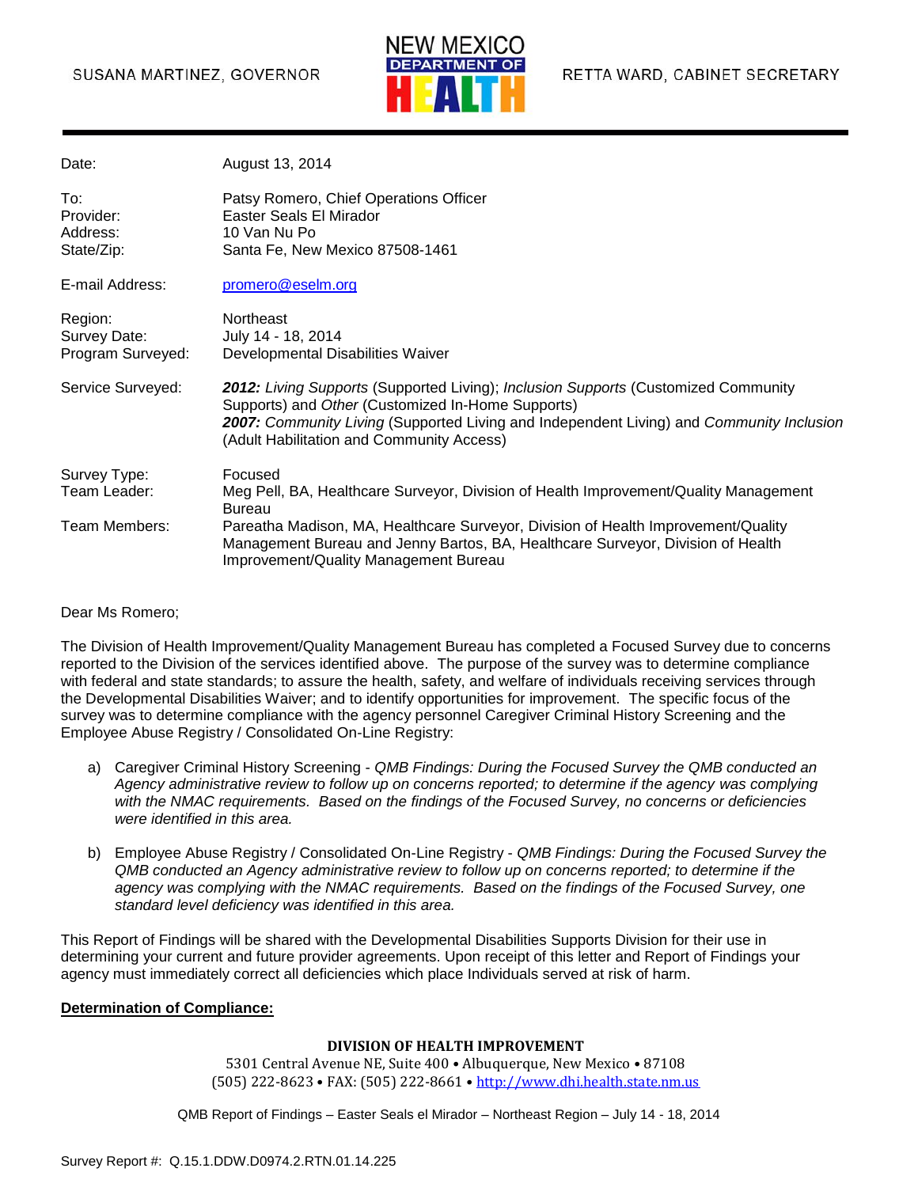SUSANA MARTINEZ, GOVERNOR

NEW MEXICO DEPARTMENT OF HEALTH

RETTA WARD, CABINET SECRETARY

| | |
|---|---|
| Date: | August 13, 2014 |
| To: | Patsy Romero, Chief Operations Officer |
| Provider: | Easter Seals El Mirador |
| Address: | 10 Van Nu Po |
| State/Zip: | Santa Fe, New Mexico 87508-1461 |
| E-mail Address: | promero@eselm.org |
| Region: | Northeast |
| Survey Date: | July 14 - 18, 2014 |
| Program Surveyed: | Developmental Disabilities Waiver |
| Service Surveyed: | ***2012:*** *Living Supports* (Supported Living); *Inclusion Supports* (Customized Community Supports) and *Other* (Customized In-Home Supports) ***2007:*** *Community Living* (Supported Living and Independent Living) and *Community Inclusion* (Adult Habilitation and Community Access) |
| Survey Type: | Focused |
| Team Leader: | Meg Pell, BA, Healthcare Surveyor, Division of Health Improvement/Quality Management Bureau |
| Team Members: | Pareatha Madison, MA, Healthcare Surveyor, Division of Health Improvement/Quality Management Bureau and Jenny Bartos, BA, Healthcare Surveyor, Division of Health Improvement/Quality Management Bureau |

Dear Ms Romero;

The Division of Health Improvement/Quality Management Bureau has completed a Focused Survey due to concerns reported to the Division of the services identified above. The purpose of the survey was to determine compliance with federal and state standards; to assure the health, safety, and welfare of individuals receiving services through the Developmental Disabilities Waiver; and to identify opportunities for improvement. The specific focus of the survey was to determine compliance with the agency personnel Caregiver Criminal History Screening and the Employee Abuse Registry / Consolidated On-Line Registry:

a) Caregiver Criminal History Screening - *QMB Findings: During the Focused Survey the QMB conducted an Agency administrative review to follow up on concerns reported; to determine if the agency was complying with the NMAC requirements. Based on the findings of the Focused Survey, no concerns or deficiencies were identified in this area.*

b) Employee Abuse Registry / Consolidated On-Line Registry - *QMB Findings: During the Focused Survey the QMB conducted an Agency administrative review to follow up on concerns reported; to determine if the agency was complying with the NMAC requirements. Based on the findings of the Focused Survey, one standard level deficiency was identified in this area.*

This Report of Findings will be shared with the Developmental Disabilities Supports Division for their use in determining your current and future provider agreements. Upon receipt of this letter and Report of Findings your agency must immediately correct all deficiencies which place Individuals served at risk of harm.

**<u>Determination of Compliance:</u>**

**DIVISION OF HEALTH IMPROVEMENT**
5301 Central Avenue NE, Suite 400 • Albuquerque, New Mexico • 87108
(505) 222-8623 • FAX: (505) 222-8661 • http://www.dhi.health.state.nm.us

QMB Report of Findings – Easter Seals el Mirador – Northeast Region – July 14 - 18, 2014

Survey Report #: Q.15.1.DDW.D0974.2.RTN.01.14.225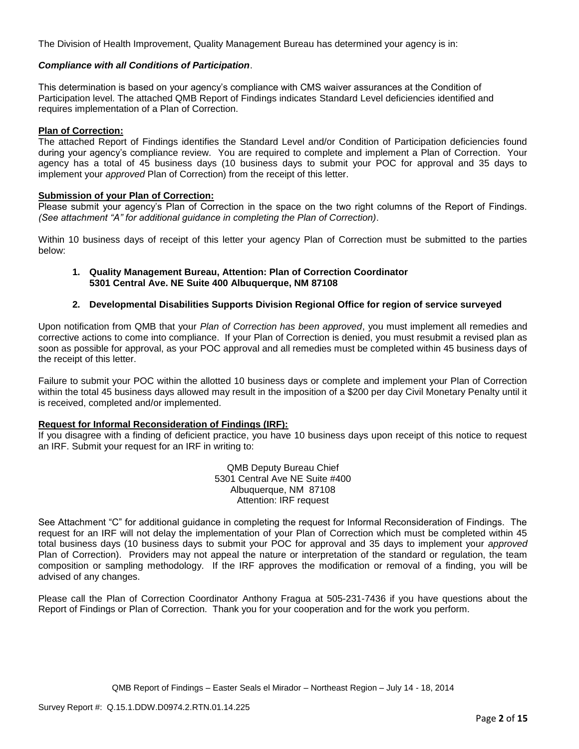The Division of Health Improvement, Quality Management Bureau has determined your agency is in:

***Compliance with all Conditions of Participation***.

This determination is based on your agency's compliance with CMS waiver assurances at the Condition of Participation level. The attached QMB Report of Findings indicates Standard Level deficiencies identified and requires implementation of a Plan of Correction.

**Plan of Correction:**

The attached Report of Findings identifies the Standard Level and/or Condition of Participation deficiencies found during your agency's compliance review. You are required to complete and implement a Plan of Correction. Your agency has a total of 45 business days (10 business days to submit your POC for approval and 35 days to implement your *approved* Plan of Correction) from the receipt of this letter.

**Submission of your Plan of Correction:**

Please submit your agency's Plan of Correction in the space on the two right columns of the Report of Findings. *(See attachment "A" for additional guidance in completing the Plan of Correction)*.

Within 10 business days of receipt of this letter your agency Plan of Correction must be submitted to the parties below:

1. **Quality Management Bureau, Attention: Plan of Correction Coordinator 5301 Central Ave. NE Suite 400 Albuquerque, NM 87108**
2. **Developmental Disabilities Supports Division Regional Office for region of service surveyed**

Upon notification from QMB that your *Plan of Correction has been approved*, you must implement all remedies and corrective actions to come into compliance. If your Plan of Correction is denied, you must resubmit a revised plan as soon as possible for approval, as your POC approval and all remedies must be completed within 45 business days of the receipt of this letter.

Failure to submit your POC within the allotted 10 business days or complete and implement your Plan of Correction within the total 45 business days allowed may result in the imposition of a $200 per day Civil Monetary Penalty until it is received, completed and/or implemented.

**Request for Informal Reconsideration of Findings (IRF):**

If you disagree with a finding of deficient practice, you have 10 business days upon receipt of this notice to request an IRF. Submit your request for an IRF in writing to:

QMB Deputy Bureau Chief
5301 Central Ave NE Suite #400
Albuquerque, NM 87108
Attention: IRF request

See Attachment "C" for additional guidance in completing the request for Informal Reconsideration of Findings. The request for an IRF will not delay the implementation of your Plan of Correction which must be completed within 45 total business days (10 business days to submit your POC for approval and 35 days to implement your *approved* Plan of Correction). Providers may not appeal the nature or interpretation of the standard or regulation, the team composition or sampling methodology. If the IRF approves the modification or removal of a finding, you will be advised of any changes.

Please call the Plan of Correction Coordinator Anthony Fragua at 505-231-7436 if you have questions about the Report of Findings or Plan of Correction. Thank you for your cooperation and for the work you perform.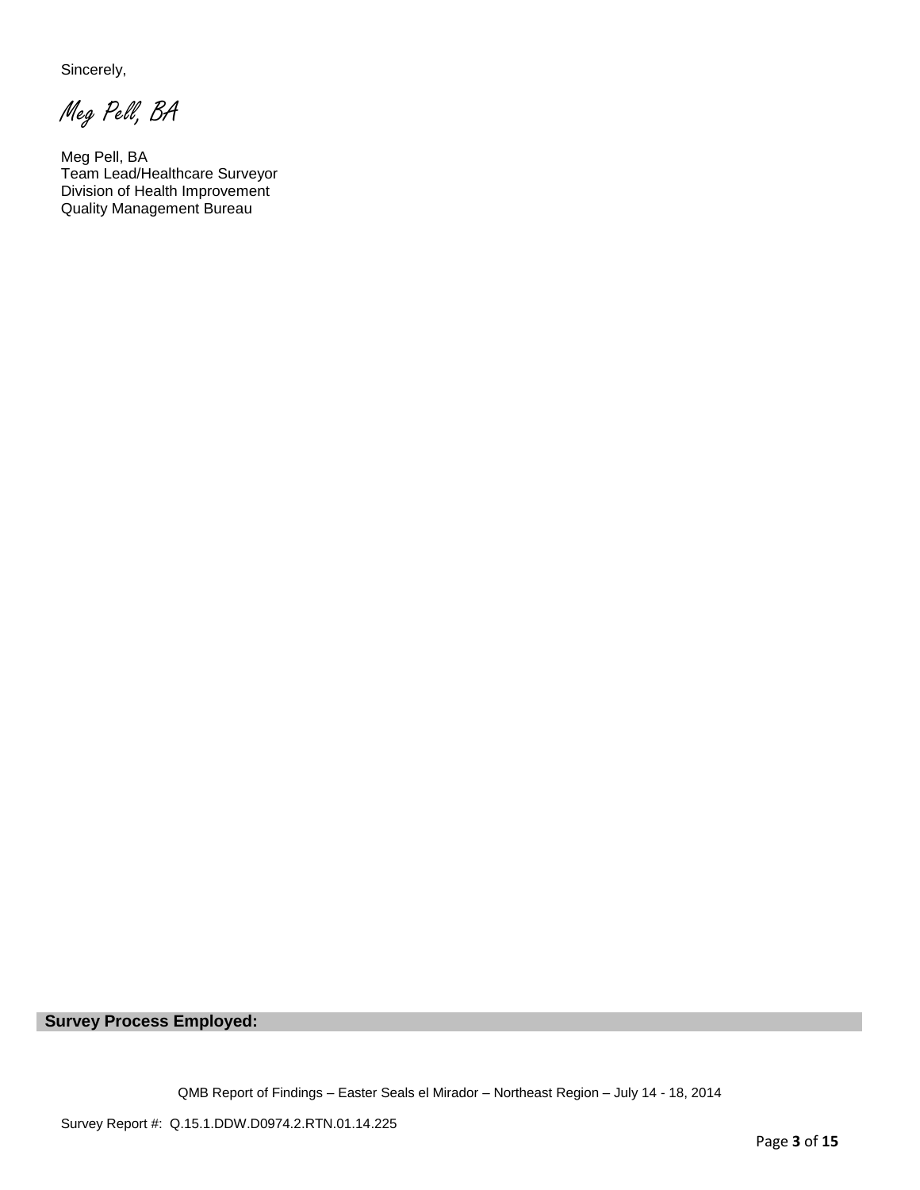Sincerely,

*Meg Pell, BA*

Meg Pell, BA
Team Lead/Healthcare Surveyor
Division of Health Improvement
Quality Management Bureau

**Survey Process Employed:**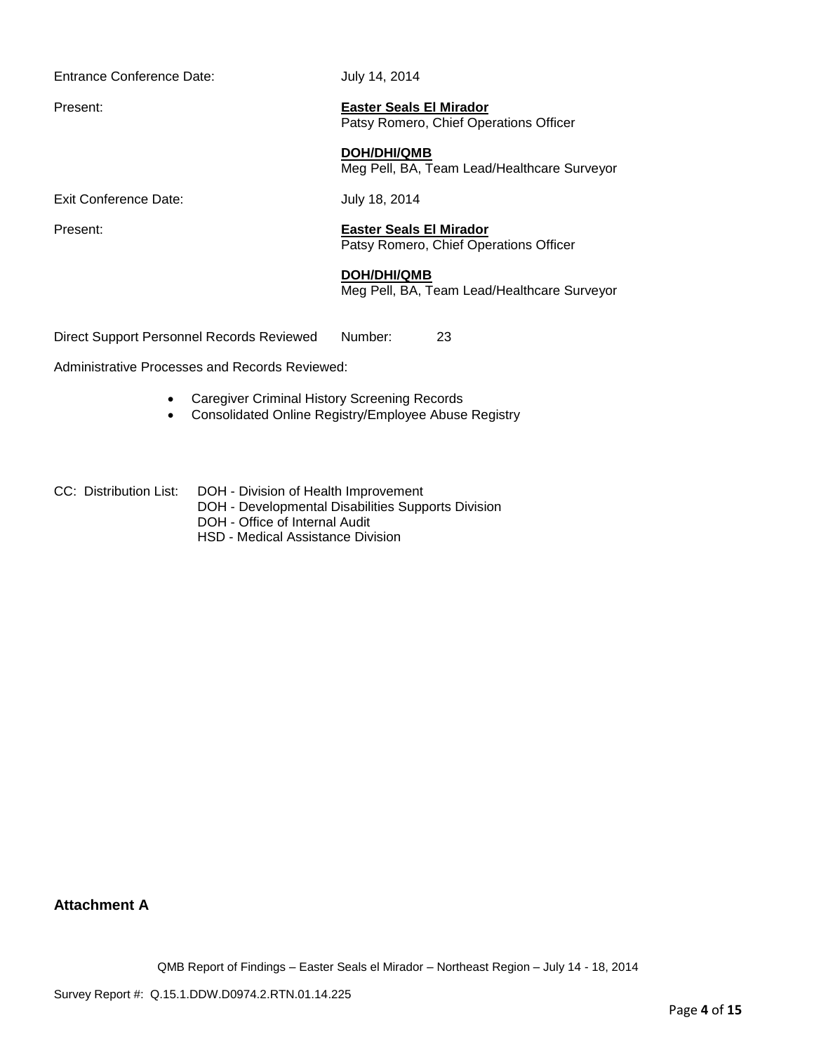| | |
|---|---|
| Entrance Conference Date: | July 14, 2014 |
| Present: | **Easter Seals El Mirador**<br>Patsy Romero, Chief Operations Officer<br><br>**DOH/DHI/QMB**<br>Meg Pell, BA, Team Lead/Healthcare Surveyor |
| Exit Conference Date: | July 18, 2014 |
| Present: | **Easter Seals El Mirador**<br>Patsy Romero, Chief Operations Officer<br><br>**DOH/DHI/QMB**<br>Meg Pell, BA, Team Lead/Healthcare Surveyor |

Direct Support Personnel Records Reviewed Number: 23

Administrative Processes and Records Reviewed:

- Caregiver Criminal History Screening Records
- Consolidated Online Registry/Employee Abuse Registry

CC: Distribution List: DOH - Division of Health Improvement
DOH - Developmental Disabilities Supports Division
DOH - Office of Internal Audit
HSD - Medical Assistance Division

## Attachment A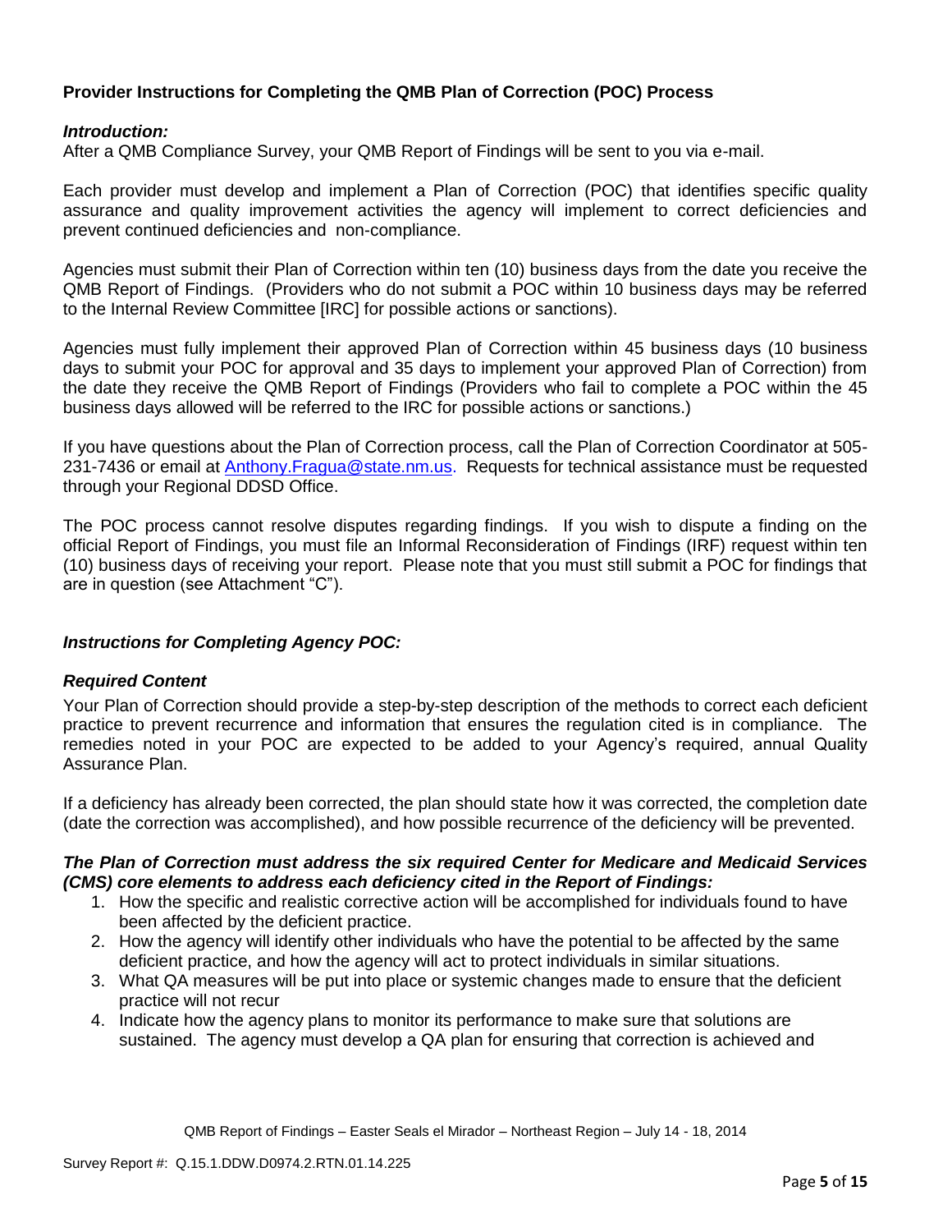**Provider Instructions for Completing the QMB Plan of Correction (POC) Process**

***Introduction:***

After a QMB Compliance Survey, your QMB Report of Findings will be sent to you via e-mail.

Each provider must develop and implement a Plan of Correction (POC) that identifies specific quality assurance and quality improvement activities the agency will implement to correct deficiencies and prevent continued deficiencies and non-compliance.

Agencies must submit their Plan of Correction within ten (10) business days from the date you receive the QMB Report of Findings. (Providers who do not submit a POC within 10 business days may be referred to the Internal Review Committee [IRC] for possible actions or sanctions).

Agencies must fully implement their approved Plan of Correction within 45 business days (10 business days to submit your POC for approval and 35 days to implement your approved Plan of Correction) from the date they receive the QMB Report of Findings (Providers who fail to complete a POC within the 45 business days allowed will be referred to the IRC for possible actions or sanctions.)

If you have questions about the Plan of Correction process, call the Plan of Correction Coordinator at 505-231-7436 or email at Anthony.Fragua@state.nm.us. Requests for technical assistance must be requested through your Regional DDSD Office.

The POC process cannot resolve disputes regarding findings. If you wish to dispute a finding on the official Report of Findings, you must file an Informal Reconsideration of Findings (IRF) request within ten (10) business days of receiving your report. Please note that you must still submit a POC for findings that are in question (see Attachment "C").

***Instructions for Completing Agency POC:***

***Required Content***

Your Plan of Correction should provide a step-by-step description of the methods to correct each deficient practice to prevent recurrence and information that ensures the regulation cited is in compliance. The remedies noted in your POC are expected to be added to your Agency's required, annual Quality Assurance Plan.

If a deficiency has already been corrected, the plan should state how it was corrected, the completion date (date the correction was accomplished), and how possible recurrence of the deficiency will be prevented.

***The Plan of Correction must address the six required Center for Medicare and Medicaid Services (CMS) core elements to address each deficiency cited in the Report of Findings:***

1. How the specific and realistic corrective action will be accomplished for individuals found to have been affected by the deficient practice.
2. How the agency will identify other individuals who have the potential to be affected by the same deficient practice, and how the agency will act to protect individuals in similar situations.
3. What QA measures will be put into place or systemic changes made to ensure that the deficient practice will not recur
4. Indicate how the agency plans to monitor its performance to make sure that solutions are sustained. The agency must develop a QA plan for ensuring that correction is achieved and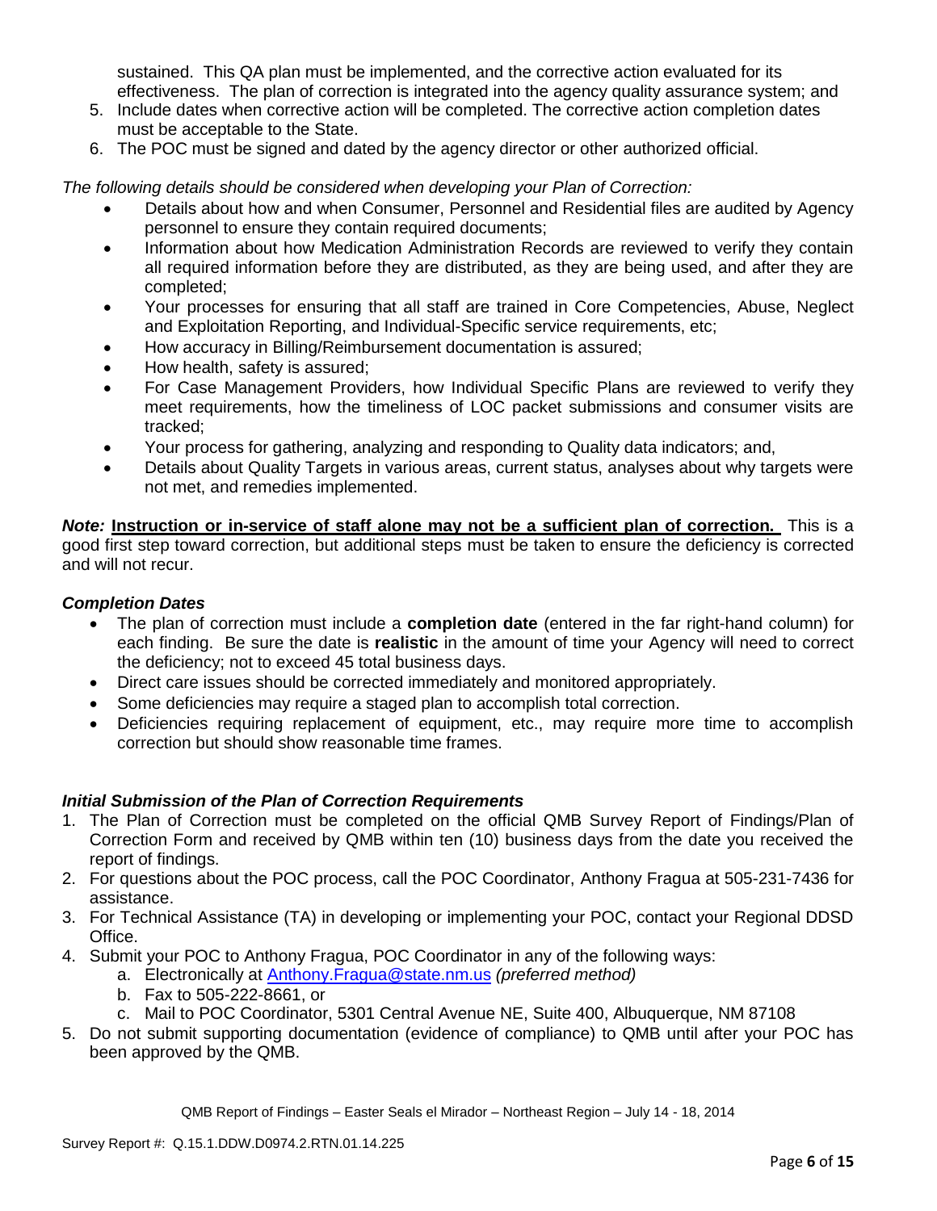sustained. This QA plan must be implemented, and the corrective action evaluated for its effectiveness. The plan of correction is integrated into the agency quality assurance system; and

5. Include dates when corrective action will be completed. The corrective action completion dates must be acceptable to the State.
6. The POC must be signed and dated by the agency director or other authorized official.

*The following details should be considered when developing your Plan of Correction:*

- Details about how and when Consumer, Personnel and Residential files are audited by Agency personnel to ensure they contain required documents;
- Information about how Medication Administration Records are reviewed to verify they contain all required information before they are distributed, as they are being used, and after they are completed;
- Your processes for ensuring that all staff are trained in Core Competencies, Abuse, Neglect and Exploitation Reporting, and Individual-Specific service requirements, etc;
- How accuracy in Billing/Reimbursement documentation is assured;
- How health, safety is assured;
- For Case Management Providers, how Individual Specific Plans are reviewed to verify they meet requirements, how the timeliness of LOC packet submissions and consumer visits are tracked;
- Your process for gathering, analyzing and responding to Quality data indicators; and,
- Details about Quality Targets in various areas, current status, analyses about why targets were not met, and remedies implemented.

***Note:*** **Instruction or in-service of staff alone may not be a sufficient plan of correction.** This is a good first step toward correction, but additional steps must be taken to ensure the deficiency is corrected and will not recur.

### *Completion Dates*

- The plan of correction must include a **completion date** (entered in the far right-hand column) for each finding. Be sure the date is **realistic** in the amount of time your Agency will need to correct the deficiency; not to exceed 45 total business days.
- Direct care issues should be corrected immediately and monitored appropriately.
- Some deficiencies may require a staged plan to accomplish total correction.
- Deficiencies requiring replacement of equipment, etc., may require more time to accomplish correction but should show reasonable time frames.

### *Initial Submission of the Plan of Correction Requirements*

1. The Plan of Correction must be completed on the official QMB Survey Report of Findings/Plan of Correction Form and received by QMB within ten (10) business days from the date you received the report of findings.
2. For questions about the POC process, call the POC Coordinator, Anthony Fragua at 505-231-7436 for assistance.
3. For Technical Assistance (TA) in developing or implementing your POC, contact your Regional DDSD Office.
4. Submit your POC to Anthony Fragua, POC Coordinator in any of the following ways:
   a. Electronically at Anthony.Fragua@state.nm.us *(preferred method)*
   b. Fax to 505-222-8661, or
   c. Mail to POC Coordinator, 5301 Central Avenue NE, Suite 400, Albuquerque, NM 87108
5. Do not submit supporting documentation (evidence of compliance) to QMB until after your POC has been approved by the QMB.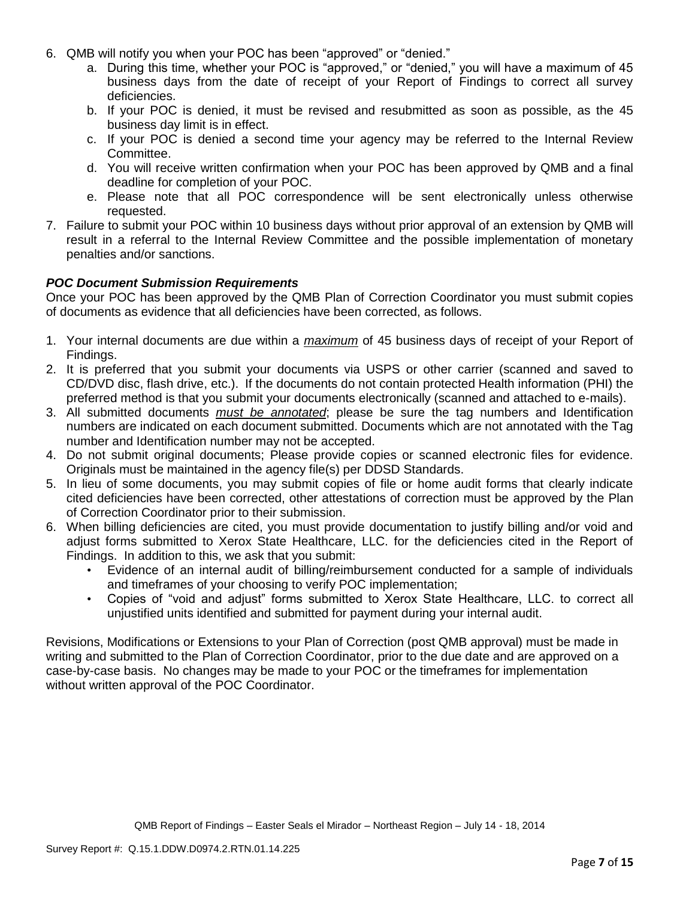6. QMB will notify you when your POC has been "approved" or "denied."
   a. During this time, whether your POC is "approved," or "denied," you will have a maximum of 45 business days from the date of receipt of your Report of Findings to correct all survey deficiencies.
   b. If your POC is denied, it must be revised and resubmitted as soon as possible, as the 45 business day limit is in effect.
   c. If your POC is denied a second time your agency may be referred to the Internal Review Committee.
   d. You will receive written confirmation when your POC has been approved by QMB and a final deadline for completion of your POC.
   e. Please note that all POC correspondence will be sent electronically unless otherwise requested.
7. Failure to submit your POC within 10 business days without prior approval of an extension by QMB will result in a referral to the Internal Review Committee and the possible implementation of monetary penalties and/or sanctions.

***POC Document Submission Requirements***

Once your POC has been approved by the QMB Plan of Correction Coordinator you must submit copies of documents as evidence that all deficiencies have been corrected, as follows.

1. Your internal documents are due within a ***maximum*** of 45 business days of receipt of your Report of Findings.
2. It is preferred that you submit your documents via USPS or other carrier (scanned and saved to CD/DVD disc, flash drive, etc.). If the documents do not contain protected Health information (PHI) the preferred method is that you submit your documents electronically (scanned and attached to e-mails).
3. All submitted documents ***must be annotated***; please be sure the tag numbers and Identification numbers are indicated on each document submitted. Documents which are not annotated with the Tag number and Identification number may not be accepted.
4. Do not submit original documents; Please provide copies or scanned electronic files for evidence. Originals must be maintained in the agency file(s) per DDSD Standards.
5. In lieu of some documents, you may submit copies of file or home audit forms that clearly indicate cited deficiencies have been corrected, other attestations of correction must be approved by the Plan of Correction Coordinator prior to their submission.
6. When billing deficiencies are cited, you must provide documentation to justify billing and/or void and adjust forms submitted to Xerox State Healthcare, LLC. for the deficiencies cited in the Report of Findings. In addition to this, we ask that you submit:
   - Evidence of an internal audit of billing/reimbursement conducted for a sample of individuals and timeframes of your choosing to verify POC implementation;
   - Copies of "void and adjust" forms submitted to Xerox State Healthcare, LLC. to correct all unjustified units identified and submitted for payment during your internal audit.

Revisions, Modifications or Extensions to your Plan of Correction (post QMB approval) must be made in writing and submitted to the Plan of Correction Coordinator, prior to the due date and are approved on a case-by-case basis. No changes may be made to your POC or the timeframes for implementation without written approval of the POC Coordinator.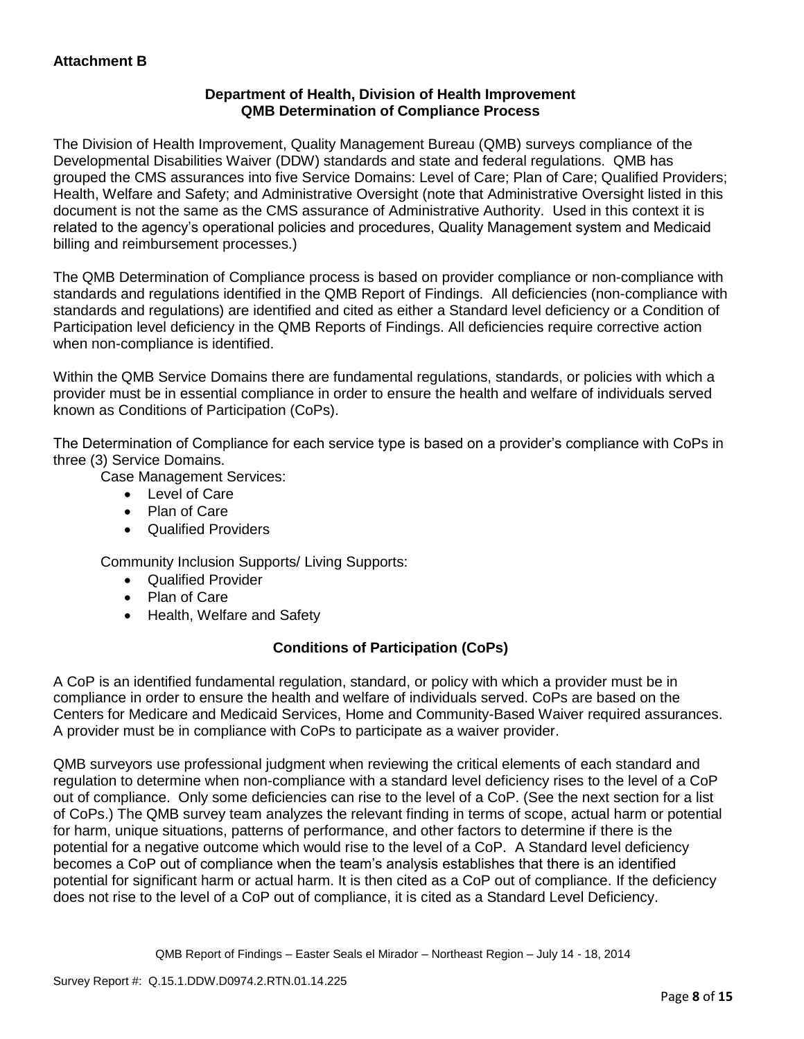**Attachment B**

**Department of Health, Division of Health Improvement**
**QMB Determination of Compliance Process**

The Division of Health Improvement, Quality Management Bureau (QMB) surveys compliance of the Developmental Disabilities Waiver (DDW) standards and state and federal regulations. QMB has grouped the CMS assurances into five Service Domains: Level of Care; Plan of Care; Qualified Providers; Health, Welfare and Safety; and Administrative Oversight (note that Administrative Oversight listed in this document is not the same as the CMS assurance of Administrative Authority. Used in this context it is related to the agency's operational policies and procedures, Quality Management system and Medicaid billing and reimbursement processes.)

The QMB Determination of Compliance process is based on provider compliance or non-compliance with standards and regulations identified in the QMB Report of Findings. All deficiencies (non-compliance with standards and regulations) are identified and cited as either a Standard level deficiency or a Condition of Participation level deficiency in the QMB Reports of Findings. All deficiencies require corrective action when non-compliance is identified.

Within the QMB Service Domains there are fundamental regulations, standards, or policies with which a provider must be in essential compliance in order to ensure the health and welfare of individuals served known as Conditions of Participation (CoPs).

The Determination of Compliance for each service type is based on a provider's compliance with CoPs in three (3) Service Domains.

Case Management Services:

- Level of Care
- Plan of Care
- Qualified Providers

Community Inclusion Supports/ Living Supports:

- Qualified Provider
- Plan of Care
- Health, Welfare and Safety

**Conditions of Participation (CoPs)**

A CoP is an identified fundamental regulation, standard, or policy with which a provider must be in compliance in order to ensure the health and welfare of individuals served. CoPs are based on the Centers for Medicare and Medicaid Services, Home and Community-Based Waiver required assurances. A provider must be in compliance with CoPs to participate as a waiver provider.

QMB surveyors use professional judgment when reviewing the critical elements of each standard and regulation to determine when non-compliance with a standard level deficiency rises to the level of a CoP out of compliance. Only some deficiencies can rise to the level of a CoP. (See the next section for a list of CoPs.) The QMB survey team analyzes the relevant finding in terms of scope, actual harm or potential for harm, unique situations, patterns of performance, and other factors to determine if there is the potential for a negative outcome which would rise to the level of a CoP. A Standard level deficiency becomes a CoP out of compliance when the team's analysis establishes that there is an identified potential for significant harm or actual harm. It is then cited as a CoP out of compliance. If the deficiency does not rise to the level of a CoP out of compliance, it is cited as a Standard Level Deficiency.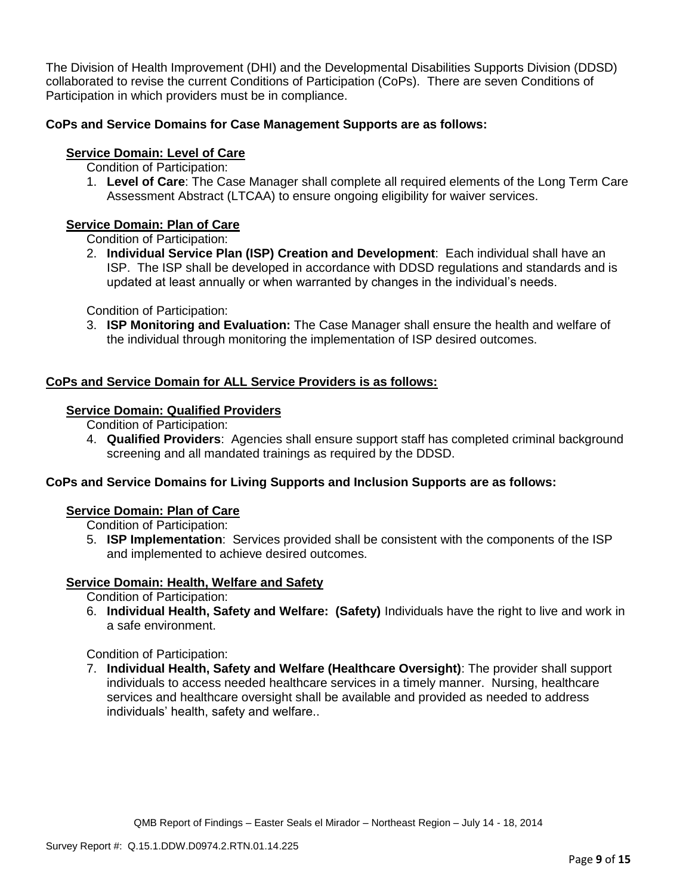The Division of Health Improvement (DHI) and the Developmental Disabilities Supports Division (DDSD) collaborated to revise the current Conditions of Participation (CoPs). There are seven Conditions of Participation in which providers must be in compliance.

**CoPs and Service Domains for Case Management Supports are as follows:**

**Service Domain: Level of Care**

Condition of Participation:

1. **Level of Care**: The Case Manager shall complete all required elements of the Long Term Care Assessment Abstract (LTCAA) to ensure ongoing eligibility for waiver services.

**Service Domain: Plan of Care**

Condition of Participation:

2. **Individual Service Plan (ISP) Creation and Development**: Each individual shall have an ISP. The ISP shall be developed in accordance with DDSD regulations and standards and is updated at least annually or when warranted by changes in the individual's needs.

Condition of Participation:

3. **ISP Monitoring and Evaluation:** The Case Manager shall ensure the health and welfare of the individual through monitoring the implementation of ISP desired outcomes.

**CoPs and Service Domain for ALL Service Providers is as follows:**

**Service Domain: Qualified Providers**

Condition of Participation:

4. **Qualified Providers**: Agencies shall ensure support staff has completed criminal background screening and all mandated trainings as required by the DDSD.

**CoPs and Service Domains for Living Supports and Inclusion Supports are as follows:**

**Service Domain: Plan of Care**

Condition of Participation:

5. **ISP Implementation**: Services provided shall be consistent with the components of the ISP and implemented to achieve desired outcomes.

**Service Domain: Health, Welfare and Safety**

Condition of Participation:

6. **Individual Health, Safety and Welfare: (Safety)** Individuals have the right to live and work in a safe environment.

Condition of Participation:

7. **Individual Health, Safety and Welfare (Healthcare Oversight)**: The provider shall support individuals to access needed healthcare services in a timely manner. Nursing, healthcare services and healthcare oversight shall be available and provided as needed to address individuals' health, safety and welfare..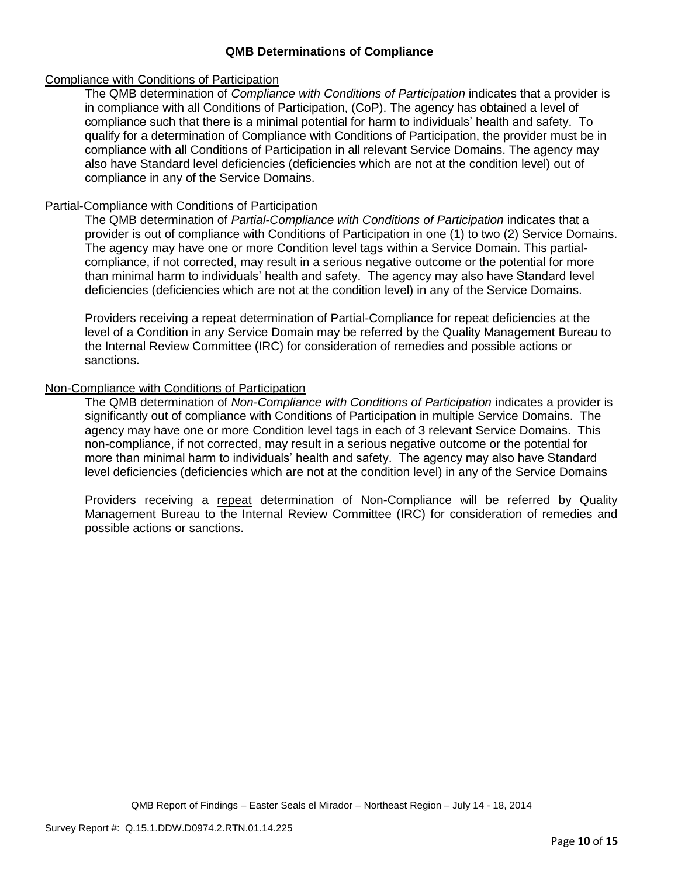## QMB Determinations of Compliance

### Compliance with Conditions of Participation

The QMB determination of *Compliance with Conditions of Participation* indicates that a provider is in compliance with all Conditions of Participation, (CoP). The agency has obtained a level of compliance such that there is a minimal potential for harm to individuals' health and safety. To qualify for a determination of Compliance with Conditions of Participation, the provider must be in compliance with all Conditions of Participation in all relevant Service Domains. The agency may also have Standard level deficiencies (deficiencies which are not at the condition level) out of compliance in any of the Service Domains.

### Partial-Compliance with Conditions of Participation

The QMB determination of *Partial-Compliance with Conditions of Participation* indicates that a provider is out of compliance with Conditions of Participation in one (1) to two (2) Service Domains. The agency may have one or more Condition level tags within a Service Domain. This partial-compliance, if not corrected, may result in a serious negative outcome or the potential for more than minimal harm to individuals' health and safety. The agency may also have Standard level deficiencies (deficiencies which are not at the condition level) in any of the Service Domains.

Providers receiving a repeat determination of Partial-Compliance for repeat deficiencies at the level of a Condition in any Service Domain may be referred by the Quality Management Bureau to the Internal Review Committee (IRC) for consideration of remedies and possible actions or sanctions.

### Non-Compliance with Conditions of Participation

The QMB determination of *Non-Compliance with Conditions of Participation* indicates a provider is significantly out of compliance with Conditions of Participation in multiple Service Domains. The agency may have one or more Condition level tags in each of 3 relevant Service Domains. This non-compliance, if not corrected, may result in a serious negative outcome or the potential for more than minimal harm to individuals' health and safety. The agency may also have Standard level deficiencies (deficiencies which are not at the condition level) in any of the Service Domains

Providers receiving a repeat determination of Non-Compliance will be referred by Quality Management Bureau to the Internal Review Committee (IRC) for consideration of remedies and possible actions or sanctions.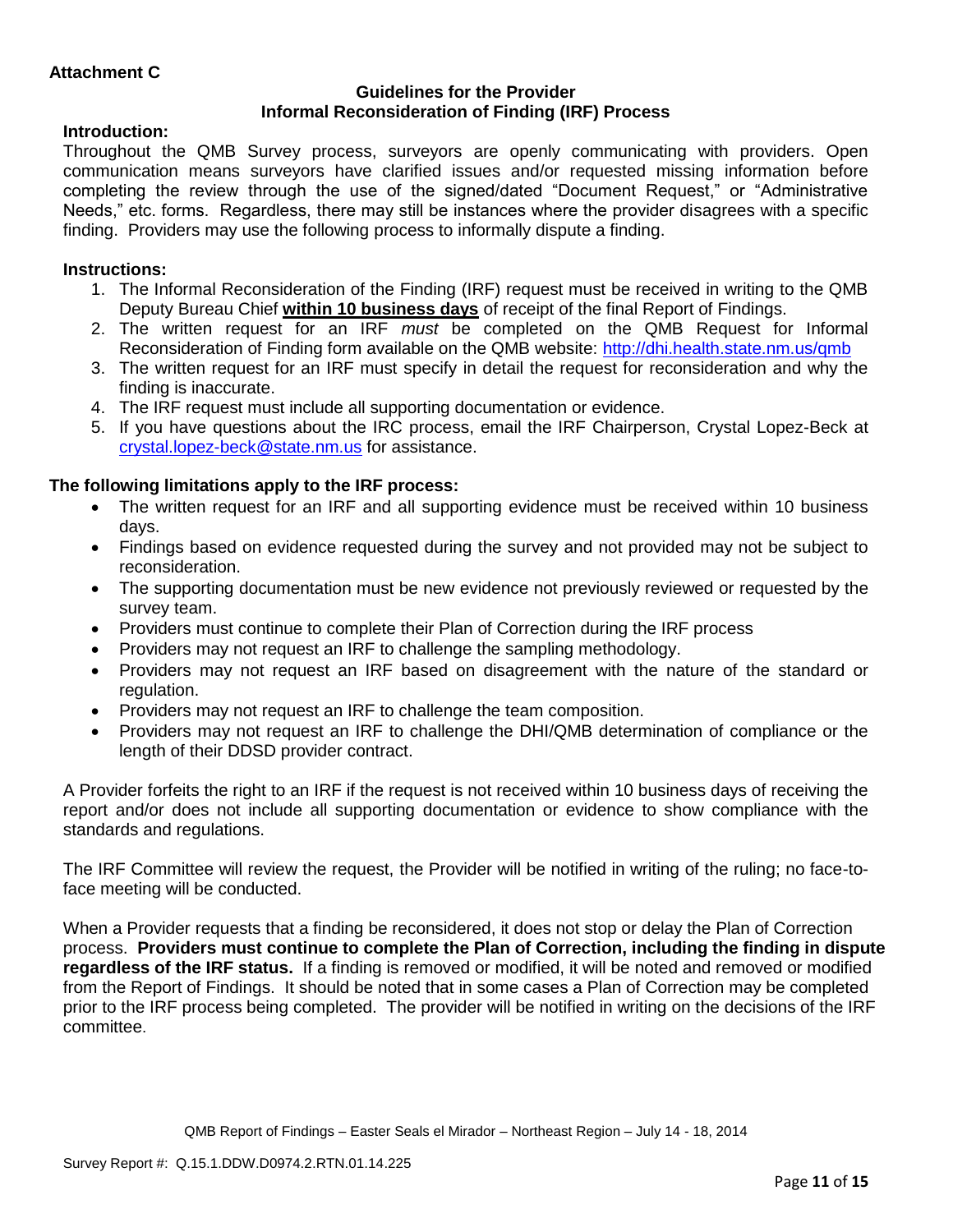**Attachment C**

## Guidelines for the Provider
## Informal Reconsideration of Finding (IRF) Process

**Introduction:**

Throughout the QMB Survey process, surveyors are openly communicating with providers. Open communication means surveyors have clarified issues and/or requested missing information before completing the review through the use of the signed/dated "Document Request," or "Administrative Needs," etc. forms. Regardless, there may still be instances where the provider disagrees with a specific finding. Providers may use the following process to informally dispute a finding.

**Instructions:**

1. The Informal Reconsideration of the Finding (IRF) request must be received in writing to the QMB Deputy Bureau Chief **<u>within 10 business days</u>** of receipt of the final Report of Findings.
2. The written request for an IRF *must* be completed on the QMB Request for Informal Reconsideration of Finding form available on the QMB website: [http://dhi.health.state.nm.us/qmb](http://dhi.health.state.nm.us/qmb)
3. The written request for an IRF must specify in detail the request for reconsideration and why the finding is inaccurate.
4. The IRF request must include all supporting documentation or evidence.
5. If you have questions about the IRC process, email the IRF Chairperson, Crystal Lopez-Beck at [crystal.lopez-beck@state.nm.us](mailto:crystal.lopez-beck@state.nm.us) for assistance.

**The following limitations apply to the IRF process:**

- The written request for an IRF and all supporting evidence must be received within 10 business days.
- Findings based on evidence requested during the survey and not provided may not be subject to reconsideration.
- The supporting documentation must be new evidence not previously reviewed or requested by the survey team.
- Providers must continue to complete their Plan of Correction during the IRF process
- Providers may not request an IRF to challenge the sampling methodology.
- Providers may not request an IRF based on disagreement with the nature of the standard or regulation.
- Providers may not request an IRF to challenge the team composition.
- Providers may not request an IRF to challenge the DHI/QMB determination of compliance or the length of their DDSD provider contract.

A Provider forfeits the right to an IRF if the request is not received within 10 business days of receiving the report and/or does not include all supporting documentation or evidence to show compliance with the standards and regulations.

The IRF Committee will review the request, the Provider will be notified in writing of the ruling; no face-to-face meeting will be conducted.

When a Provider requests that a finding be reconsidered, it does not stop or delay the Plan of Correction process. **Providers must continue to complete the Plan of Correction, including the finding in dispute regardless of the IRF status.** If a finding is removed or modified, it will be noted and removed or modified from the Report of Findings. It should be noted that in some cases a Plan of Correction may be completed prior to the IRF process being completed. The provider will be notified in writing on the decisions of the IRF committee.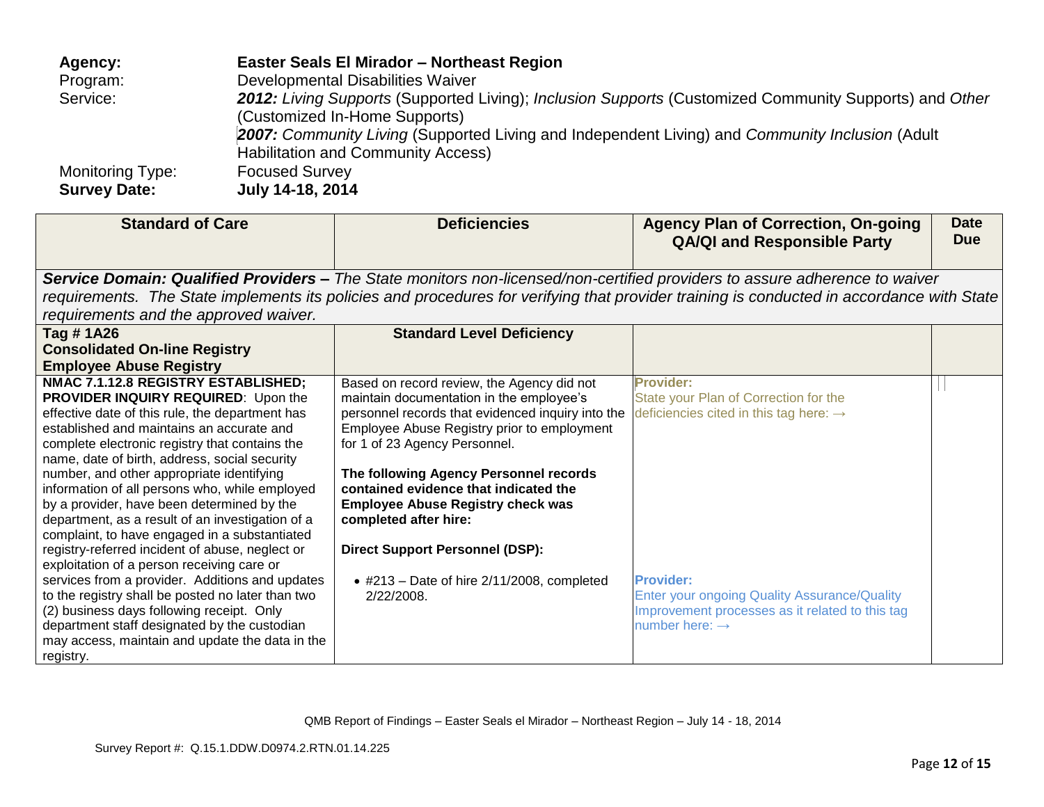**Agency:** **Easter Seals El Mirador – Northeast Region**
Program: Developmental Disabilities Waiver
Service: ***2012:*** *Living Supports* (Supported Living); *Inclusion Supports* (Customized Community Supports) and *Other* (Customized In-Home Supports)
***2007:*** *Community Living* (Supported Living and Independent Living) and *Community Inclusion* (Adult Habilitation and Community Access)
Monitoring Type: Focused Survey
**Survey Date:** **July 14-18, 2014**

| Standard of Care | Deficiencies | Agency Plan of Correction, On-going QA/QI and Responsible Party | Date Due |
|---|---|---|---|
| ***Service Domain: Qualified Providers –*** *The State monitors non-licensed/non-certified providers to assure adherence to waiver requirements. The State implements its policies and procedures for verifying that provider training is conducted in accordance with State requirements and the approved waiver.* | | | |
| **Tag # 1A26 Consolidated On-line Registry Employee Abuse Registry** | **Standard Level Deficiency** | | |
| **NMAC 7.1.12.8 REGISTRY ESTABLISHED; PROVIDER INQUIRY REQUIRED**: Upon the effective date of this rule, the department has established and maintains an accurate and complete electronic registry that contains the name, date of birth, address, social security number, and other appropriate identifying information of all persons who, while employed by a provider, have been determined by the department, as a result of an investigation of a complaint, to have engaged in a substantiated registry-referred incident of abuse, neglect or exploitation of a person receiving care or services from a provider. Additions and updates to the registry shall be posted no later than two (2) business days following receipt. Only department staff designated by the custodian may access, maintain and update the data in the registry. | Based on record review, the Agency did not maintain documentation in the employee's personnel records that evidenced inquiry into the Employee Abuse Registry prior to employment for 1 of 23 Agency Personnel.<br><br>**The following Agency Personnel records contained evidence that indicated the Employee Abuse Registry check was completed after hire:**<br><br>**Direct Support Personnel (DSP):**<br><br>• #213 – Date of hire 2/11/2008, completed 2/22/2008. | **Provider:**<br>State your Plan of Correction for the deficiencies cited in this tag here: →<br><br>**Provider:**<br>Enter your ongoing Quality Assurance/Quality Improvement processes as it related to this tag number here: → | |

QMB Report of Findings – Easter Seals el Mirador – Northeast Region – July 14 - 18, 2014

Survey Report #: Q.15.1.DDW.D0974.2.RTN.01.14.225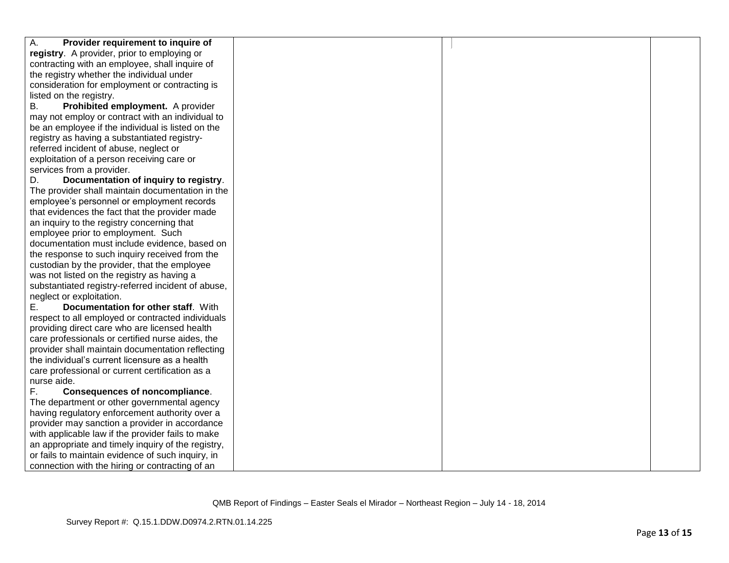| | | | |
|---|---|---|---|
| A. **Provider requirement to inquire of registry**. A provider, prior to employing or contracting with an employee, shall inquire of the registry whether the individual under consideration for employment or contracting is listed on the registry.<br>B. **Prohibited employment.** A provider may not employ or contract with an individual to be an employee if the individual is listed on the registry as having a substantiated registry-referred incident of abuse, neglect or exploitation of a person receiving care or services from a provider.<br>D. **Documentation of inquiry to registry**. The provider shall maintain documentation in the employee's personnel or employment records that evidences the fact that the provider made an inquiry to the registry concerning that employee prior to employment. Such documentation must include evidence, based on the response to such inquiry received from the custodian by the provider, that the employee was not listed on the registry as having a substantiated registry-referred incident of abuse, neglect or exploitation.<br>E. **Documentation for other staff**. With respect to all employed or contracted individuals providing direct care who are licensed health care professionals or certified nurse aides, the provider shall maintain documentation reflecting the individual's current licensure as a health care professional or current certification as a nurse aide.<br>F. **Consequences of noncompliance**. The department or other governmental agency having regulatory enforcement authority over a provider may sanction a provider in accordance with applicable law if the provider fails to make an appropriate and timely inquiry of the registry, or fails to maintain evidence of such inquiry, in connection with the hiring or contracting of an | | | |

QMB Report of Findings – Easter Seals el Mirador – Northeast Region – July 14 - 18, 2014

Survey Report #: Q.15.1.DDW.D0974.2.RTN.01.14.225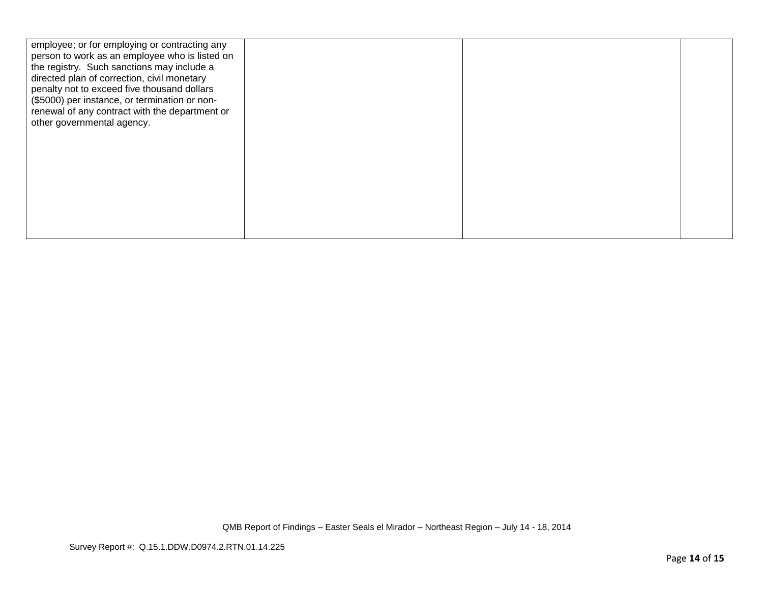| | | | |
|---|---|---|---|
| employee; or for employing or contracting any person to work as an employee who is listed on the registry. Such sanctions may include a directed plan of correction, civil monetary penalty not to exceed five thousand dollars ($5000) per instance, or termination or non-renewal of any contract with the department or other governmental agency. | | | |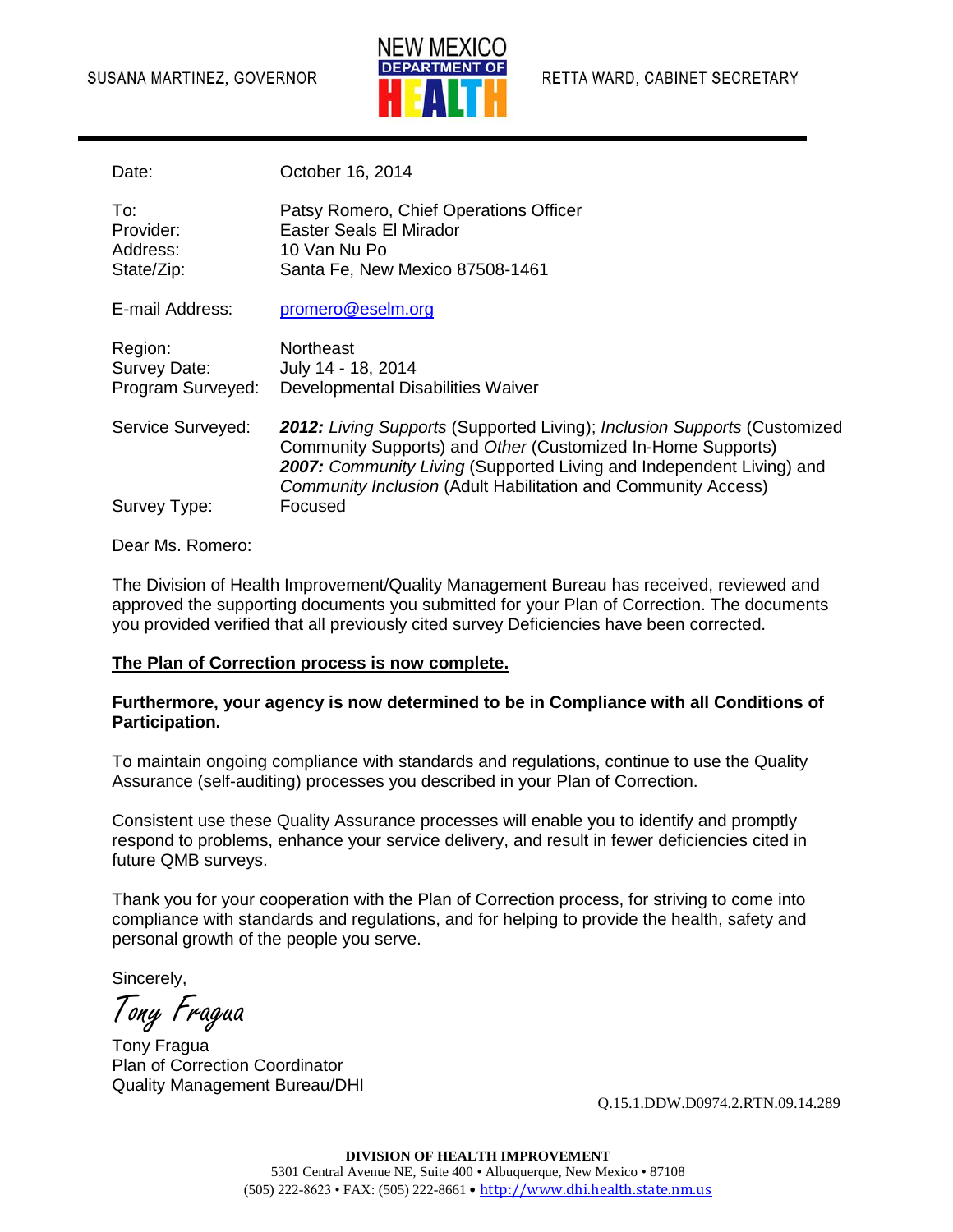SUSANA MARTINEZ, GOVERNOR

NEW MEXICO DEPARTMENT OF HEALTH

RETTA WARD, CABINET SECRETARY

| | |
|---|---|
| Date: | October 16, 2014 |
| To: | Patsy Romero, Chief Operations Officer |
| Provider: | Easter Seals El Mirador |
| Address: | 10 Van Nu Po |
| State/Zip: | Santa Fe, New Mexico 87508-1461 |
| E-mail Address: | promero@eselm.org |
| Region: | Northeast |
| Survey Date: | July 14 - 18, 2014 |
| Program Surveyed: | Developmental Disabilities Waiver |
| Service Surveyed: | ***2012:*** *Living Supports* (Supported Living); *Inclusion Supports* (Customized Community Supports) and *Other* (Customized In-Home Supports) ***2007:*** *Community Living* (Supported Living and Independent Living) and *Community Inclusion* (Adult Habilitation and Community Access) |
| Survey Type: | Focused |

Dear Ms. Romero:

The Division of Health Improvement/Quality Management Bureau has received, reviewed and approved the supporting documents you submitted for your Plan of Correction. The documents you provided verified that all previously cited survey Deficiencies have been corrected.

**<u>The Plan of Correction process is now complete.</u>**

**Furthermore, your agency is now determined to be in Compliance with all Conditions of Participation.**

To maintain ongoing compliance with standards and regulations, continue to use the Quality Assurance (self-auditing) processes you described in your Plan of Correction.

Consistent use these Quality Assurance processes will enable you to identify and promptly respond to problems, enhance your service delivery, and result in fewer deficiencies cited in future QMB surveys.

Thank you for your cooperation with the Plan of Correction process, for striving to come into compliance with standards and regulations, and for helping to provide the health, safety and personal growth of the people you serve.

Sincerely,

*Tony Fragua*

Tony Fragua
Plan of Correction Coordinator
Quality Management Bureau/DHI

Q.15.1.DDW.D0974.2.RTN.09.14.289

**DIVISION OF HEALTH IMPROVEMENT**
5301 Central Avenue NE, Suite 400 • Albuquerque, New Mexico • 87108
(505) 222-8623 • FAX: (505) 222-8661 • http://www.dhi.health.state.nm.us